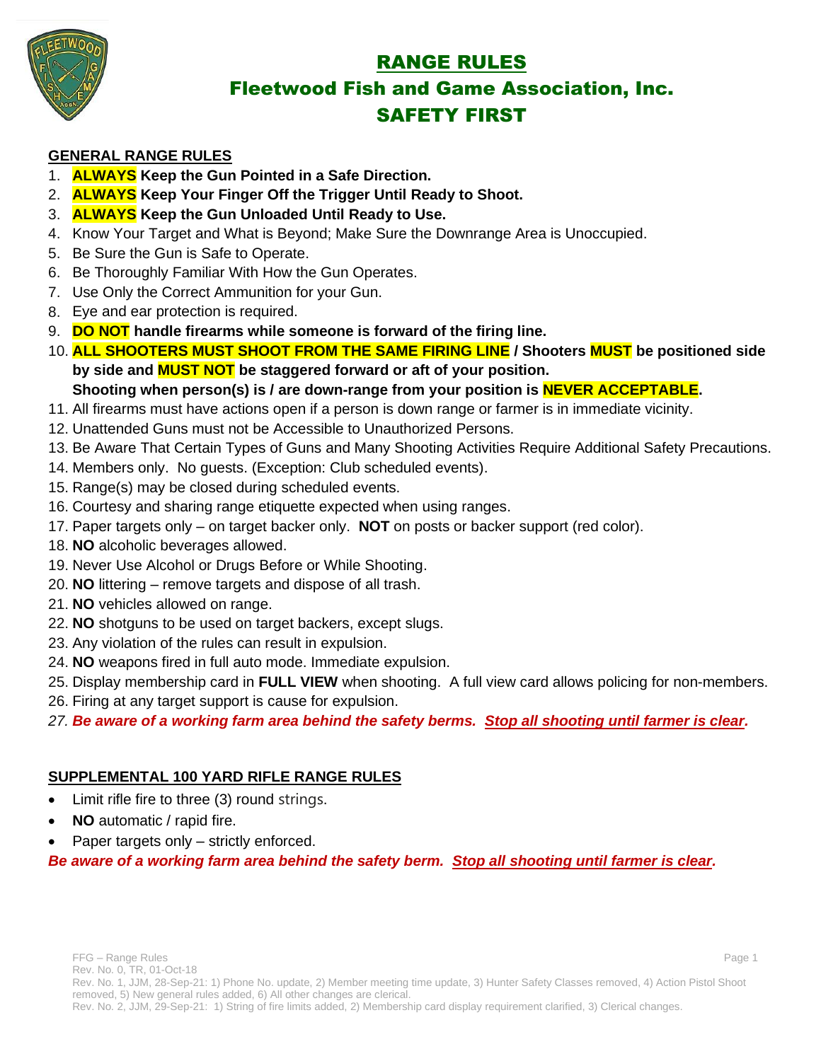# RANGE RULES

## Fleetwood Fish and Game Association, Inc.

## SAFETY FIRST

**GENERAL RANGE RULES**

1. **ALWAYS Keep the Gun Pointed in a Safe Direction.**
2. **ALWAYS Keep Your Finger Off the Trigger Until Ready to Shoot.**
3. **ALWAYS Keep the Gun Unloaded Until Ready to Use.**
4. Know Your Target and What is Beyond; Make Sure the Downrange Area is Unoccupied.
5. Be Sure the Gun is Safe to Operate.
6. Be Thoroughly Familiar With How the Gun Operates.
7. Use Only the Correct Ammunition for your Gun.
8. Eye and ear protection is required.
9. **DO NOT handle firearms while someone is forward of the firing line.**
10. **ALL SHOOTERS MUST SHOOT FROM THE SAME FIRING LINE / Shooters MUST be positioned side by side and MUST NOT be staggered forward or aft of your position. Shooting when person(s) is / are down-range from your position is NEVER ACCEPTABLE.**
11. All firearms must have actions open if a person is down range or farmer is in immediate vicinity.
12. Unattended Guns must not be Accessible to Unauthorized Persons.
13. Be Aware That Certain Types of Guns and Many Shooting Activities Require Additional Safety Precautions.
14. Members only. No guests. (Exception: Club scheduled events).
15. Range(s) may be closed during scheduled events.
16. Courtesy and sharing range etiquette expected when using ranges.
17. Paper targets only – on target backer only. **NOT** on posts or backer support (red color).
18. **NO** alcoholic beverages allowed.
19. Never Use Alcohol or Drugs Before or While Shooting.
20. **NO** littering – remove targets and dispose of all trash.
21. **NO** vehicles allowed on range.
22. **NO** shotguns to be used on target backers, except slugs.
23. Any violation of the rules can result in expulsion.
24. **NO** weapons fired in full auto mode. Immediate expulsion.
25. Display membership card in **FULL VIEW** when shooting. A full view card allows policing for non-members.
26. Firing at any target support is cause for expulsion.
27. ***Be aware of a working farm area behind the safety berms. Stop all shooting until farmer is clear.***

**SUPPLEMENTAL 100 YARD RIFLE RANGE RULES**

- Limit rifle fire to three (3) round strings.
- **NO** automatic / rapid fire.
- Paper targets only – strictly enforced.

***Be aware of a working farm area behind the safety berm. Stop all shooting until farmer is clear.***

FFG – Range Rules
Rev. No. 0, TR, 01-Oct-18
Rev. No. 1, JJM, 28-Sep-21: 1) Phone No. update, 2) Member meeting time update, 3) Hunter Safety Classes removed, 4) Action Pistol Shoot removed, 5) New general rules added, 6) All other changes are clerical.
Rev. No. 2, JJM, 29-Sep-21: 1) String of fire limits added, 2) Membership card display requirement clarified, 3) Clerical changes.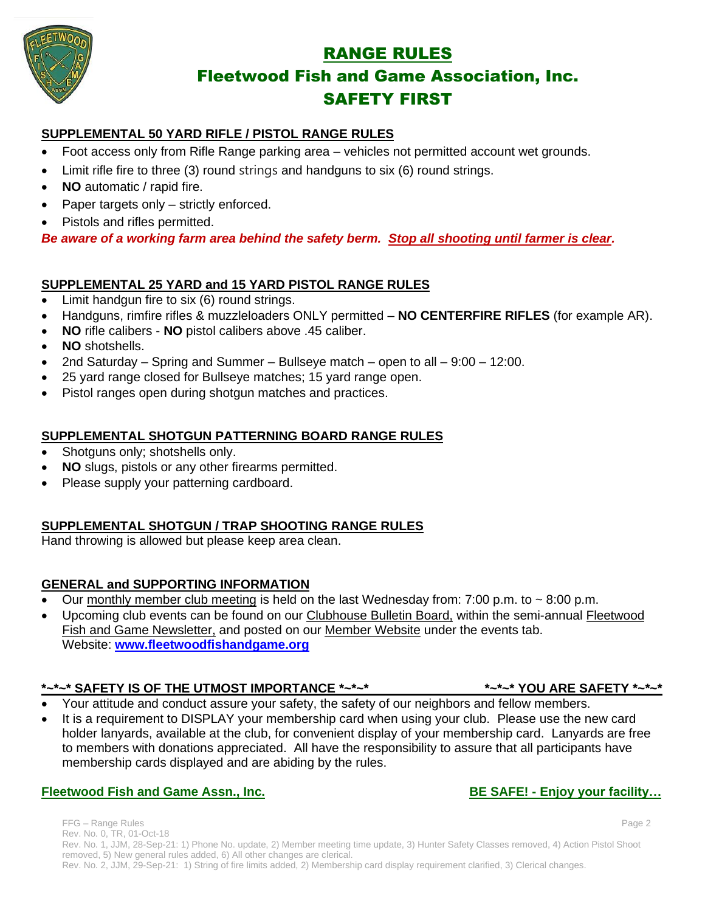# RANGE RULES

## Fleetwood Fish and Game Association, Inc.

## SAFETY FIRST

### SUPPLEMENTAL 50 YARD RIFLE / PISTOL RANGE RULES

- Foot access only from Rifle Range parking area – vehicles not permitted account wet grounds.
- Limit rifle fire to three (3) round strings and handguns to six (6) round strings.
- **NO** automatic / rapid fire.
- Paper targets only – strictly enforced.
- Pistols and rifles permitted.

***Be aware of a working farm area behind the safety berm. Stop all shooting until farmer is clear.***

### SUPPLEMENTAL 25 YARD and 15 YARD PISTOL RANGE RULES

- Limit handgun fire to six (6) round strings.
- Handguns, rimfire rifles & muzzleloaders ONLY permitted – **NO CENTERFIRE RIFLES** (for example AR).
- **NO** rifle calibers - **NO** pistol calibers above .45 caliber.
- **NO** shotshells.
- 2nd Saturday – Spring and Summer – Bullseye match – open to all – 9:00 – 12:00.
- 25 yard range closed for Bullseye matches; 15 yard range open.
- Pistol ranges open during shotgun matches and practices.

### SUPPLEMENTAL SHOTGUN PATTERNING BOARD RANGE RULES

- Shotguns only; shotshells only.
- **NO** slugs, pistols or any other firearms permitted.
- Please supply your patterning cardboard.

### SUPPLEMENTAL SHOTGUN / TRAP SHOOTING RANGE RULES

Hand throwing is allowed but please keep area clean.

### GENERAL and SUPPORTING INFORMATION

- Our monthly member club meeting is held on the last Wednesday from: 7:00 p.m. to ~ 8:00 p.m.
- Upcoming club events can be found on our Clubhouse Bulletin Board, within the semi-annual Fleetwood Fish and Game Newsletter, and posted on our Member Website under the events tab.
  Website: **www.fleetwoodfishandgame.org**

### *~*~* SAFETY IS OF THE UTMOST IMPORTANCE *~*~* *~*~* YOU ARE SAFETY *~*~*

- Your attitude and conduct assure your safety, the safety of our neighbors and fellow members.
- It is a requirement to DISPLAY your membership card when using your club. Please use the new card holder lanyards, available at the club, for convenient display of your membership card. Lanyards are free to members with donations appreciated. All have the responsibility to assure that all participants have membership cards displayed and are abiding by the rules.

**Fleetwood Fish and Game Assn., Inc.** **BE SAFE! - Enjoy your facility…**

FFG – Range Rules
Rev. No. 0, TR, 01-Oct-18
Rev. No. 1, JJM, 28-Sep-21: 1) Phone No. update, 2) Member meeting time update, 3) Hunter Safety Classes removed, 4) Action Pistol Shoot removed, 5) New general rules added, 6) All other changes are clerical.
Rev. No. 2, JJM, 29-Sep-21: 1) String of fire limits added, 2) Membership card display requirement clarified, 3) Clerical changes.